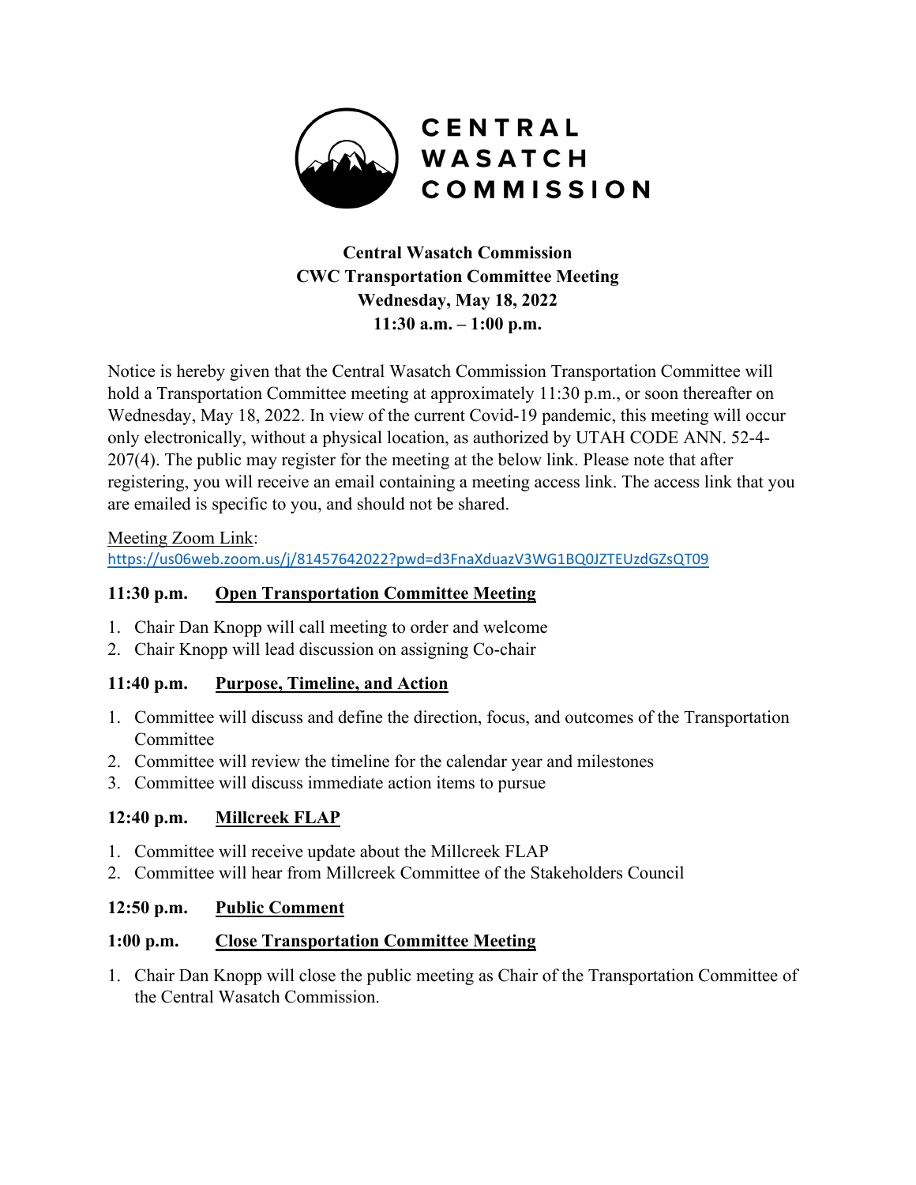# CENTRAL WASATCH COMMISSION

**Central Wasatch Commission**
**CWC Transportation Committee Meeting**
**Wednesday, May 18, 2022**
**11:30 a.m. – 1:00 p.m.**

Notice is hereby given that the Central Wasatch Commission Transportation Committee will hold a Transportation Committee meeting at approximately 11:30 p.m., or soon thereafter on Wednesday, May 18, 2022. In view of the current Covid-19 pandemic, this meeting will occur only electronically, without a physical location, as authorized by UTAH CODE ANN. 52-4-207(4). The public may register for the meeting at the below link. Please note that after registering, you will receive an email containing a meeting access link. The access link that you are emailed is specific to you, and should not be shared.

Meeting Zoom Link:
https://us06web.zoom.us/j/81457642022?pwd=d3FnaXduazV3WG1BQ0JZTEUzdGZsQT09

**11:30 p.m. Open Transportation Committee Meeting**

1. Chair Dan Knopp will call meeting to order and welcome
2. Chair Knopp will lead discussion on assigning Co-chair

**11:40 p.m. Purpose, Timeline, and Action**

1. Committee will discuss and define the direction, focus, and outcomes of the Transportation Committee
2. Committee will review the timeline for the calendar year and milestones
3. Committee will discuss immediate action items to pursue

**12:40 p.m. Millcreek FLAP**

1. Committee will receive update about the Millcreek FLAP
2. Committee will hear from Millcreek Committee of the Stakeholders Council

**12:50 p.m. Public Comment**

**1:00 p.m. Close Transportation Committee Meeting**

1. Chair Dan Knopp will close the public meeting as Chair of the Transportation Committee of the Central Wasatch Commission.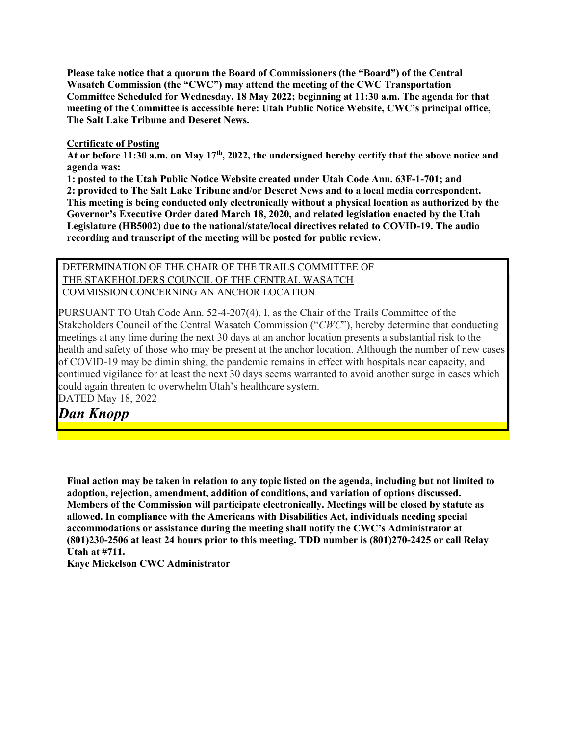**Please take notice that a quorum the Board of Commissioners (the "Board") of the Central Wasatch Commission (the "CWC") may attend the meeting of the CWC Transportation Committee Scheduled for Wednesday, 18 May 2022; beginning at 11:30 a.m. The agenda for that meeting of the Committee is accessible here: Utah Public Notice Website, CWC's principal office, The Salt Lake Tribune and Deseret News.**

**Certificate of Posting**

**At or before 11:30 a.m. on May 17th, 2022, the undersigned hereby certify that the above notice and agenda was:**

**1: posted to the Utah Public Notice Website created under Utah Code Ann. 63F-1-701; and**

**2: provided to The Salt Lake Tribune and/or Deseret News and to a local media correspondent. This meeting is being conducted only electronically without a physical location as authorized by the Governor's Executive Order dated March 18, 2020, and related legislation enacted by the Utah Legislature (HB5002) due to the national/state/local directives related to COVID-19. The audio recording and transcript of the meeting will be posted for public review.**

DETERMINATION OF THE CHAIR OF THE TRAILS COMMITTEE OF THE STAKEHOLDERS COUNCIL OF THE CENTRAL WASATCH COMMISSION CONCERNING AN ANCHOR LOCATION

PURSUANT TO Utah Code Ann. 52-4-207(4), I, as the Chair of the Trails Committee of the Stakeholders Council of the Central Wasatch Commission ("*CWC*"), hereby determine that conducting meetings at any time during the next 30 days at an anchor location presents a substantial risk to the health and safety of those who may be present at the anchor location. Although the number of new cases of COVID-19 may be diminishing, the pandemic remains in effect with hospitals near capacity, and continued vigilance for at least the next 30 days seems warranted to avoid another surge in cases which could again threaten to overwhelm Utah's healthcare system.

DATED May 18, 2022

***Dan Knopp***

**Final action may be taken in relation to any topic listed on the agenda, including but not limited to adoption, rejection, amendment, addition of conditions, and variation of options discussed. Members of the Commission will participate electronically. Meetings will be closed by statute as allowed. In compliance with the Americans with Disabilities Act, individuals needing special accommodations or assistance during the meeting shall notify the CWC's Administrator at (801)230-2506 at least 24 hours prior to this meeting. TDD number is (801)270-2425 or call Relay Utah at #711.**

**Kaye Mickelson CWC Administrator**